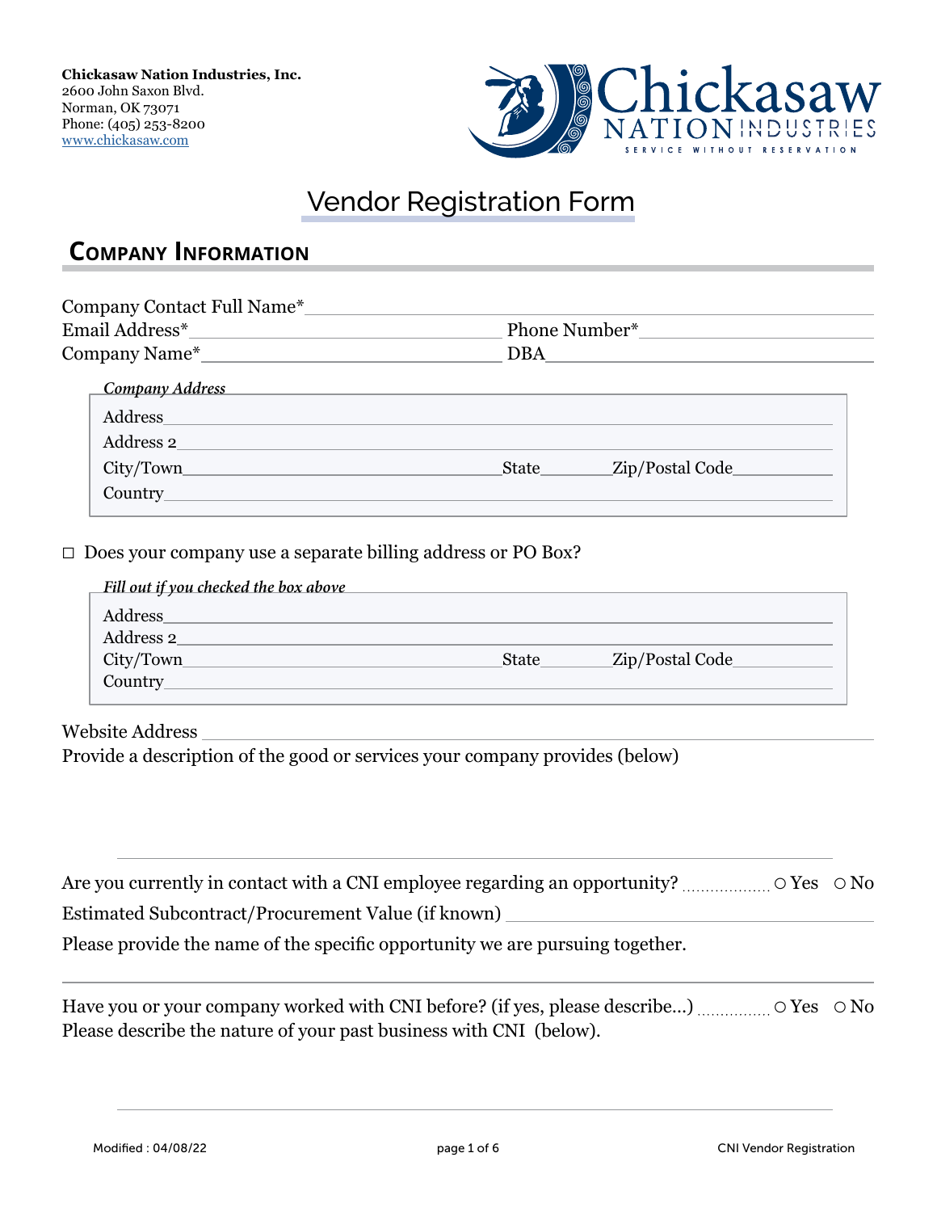**Chickasaw Nation Industries, Inc.**
2600 John Saxon Blvd.
Norman, OK 73071
Phone: (405) 253-8200
www.chickasaw.com

Chickasaw NATION INDUSTRIES
SERVICE WITHOUT RESERVATION

# Vendor Registration Form

## Company Information

Company Contact Full Name*______________________________

Email Address*______________________ Phone Number*______________________

Company Name*______________________ DBA______________________

*Company Address*

Address______________________________

Address 2______________________________

City/Town______________________ State________ Zip/Postal Code__________

Country______________________________

☐ Does your company use a separate billing address or PO Box?

*Fill out if you checked the box above*

Address______________________________

Address 2______________________________

City/Town______________________ State________ Zip/Postal Code__________

Country______________________________

Website Address ______________________________

Provide a description of the good or services your company provides (below)

______________________________

Are you currently in contact with a CNI employee regarding an opportunity? .................. ○ Yes ○ No

Estimated Subcontract/Procurement Value (if known) ______________________________

Please provide the name of the specific opportunity we are pursuing together.

______________________________

Have you or your company worked with CNI before? (if yes, please describe...) ............... ○ Yes ○ No

Please describe the nature of your past business with CNI (below).

______________________________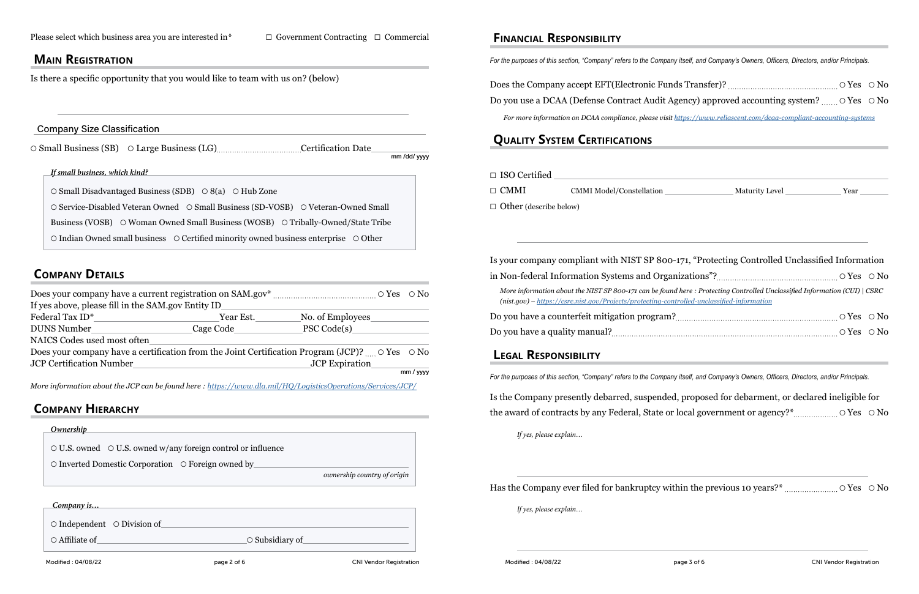Please select which business area you are interested in* ☐ Government Contracting ☐ Commercial

## Main Registration

Is there a specific opportunity that you would like to team with us on? (below)

________________________________________

### Company Size Classification

○ Small Business (SB) ○ Large Business (LG) Certification Date ________ mm /dd/ yyyy

*If small business, which kind?*

○ Small Disadvantaged Business (SDB) ○ 8(a) ○ Hub Zone

○ Service-Disabled Veteran Owned ○ Small Business (SD-VOSB) ○ Veteran-Owned Small Business (VOSB) ○ Woman Owned Small Business (WOSB) ○ Tribally-Owned/State Tribe

○ Indian Owned small business ○ Certified minority owned business enterprise ○ Other

## Company Details

Does your company have a current registration on SAM.gov* ○ Yes ○ No

If yes above, please fill in the SAM.gov Entity ID ________

Federal Tax ID* ________ Year Est. ________ No. of Employees ________

DUNS Number ________ Cage Code ________ PSC Code(s) ________

NAICS Codes used most often ________

Does your company have a certification from the Joint Certification Program (JCP)? ○ Yes ○ No

JCP Certification Number ________ JCP Expiration ________ mm / yyyy

*More information about the JCP can be found here : https://www.dla.mil/HQ/LogisticsOperations/Services/JCP/*

## Company Hierarchy

*Ownership*

○ U.S. owned ○ U.S. owned w/any foreign control or influence

○ Inverted Domestic Corporation ○ Foreign owned by ________ *ownership country of origin*

*Company is…*

○ Independent ○ Division of ________

○ Affiliate of ________ ○ Subsidiary of ________

## Financial Responsibility

*For the purposes of this section, "Company" refers to the Company itself, and Company's Owners, Officers, Directors, and/or Principals.*

Does the Company accept EFT(Electronic Funds Transfer)? ○ Yes ○ No

Do you use a DCAA (Defense Contract Audit Agency) approved accounting system? ○ Yes ○ No

*For more information on DCAA compliance, please visit https://www.reliascent.com/dcaa-compliant-accounting-systems*

## Quality System Certifications

☐ ISO Certified ________

☐ CMMI CMMI Model/Constellation ________ Maturity Level ________ Year ________

☐ Other (describe below)

________________________________________

Is your company compliant with NIST SP 800-171, "Protecting Controlled Unclassified Information in Non-federal Information Systems and Organizations"? ○ Yes ○ No

*More information about the NIST SP 800-171 can be found here : Protecting Controlled Unclassified Information (CUI) | CSRC (nist.gov) – https://csrc.nist.gov/Projects/protecting-controlled-unclassified-information*

Do you have a counterfeit mitigation program? ○ Yes ○ No

Do you have a quality manual? ○ Yes ○ No

## Legal Responsibility

*For the purposes of this section, "Company" refers to the Company itself, and Company's Owners, Officers, Directors, and/or Principals.*

Is the Company presently debarred, suspended, proposed for debarment, or declared ineligible for the award of contracts by any Federal, State or local government or agency?* ○ Yes ○ No

*If yes, please explain…*

________________________________________

Has the Company ever filed for bankruptcy within the previous 10 years?* ○ Yes ○ No

*If yes, please explain…*

________________________________________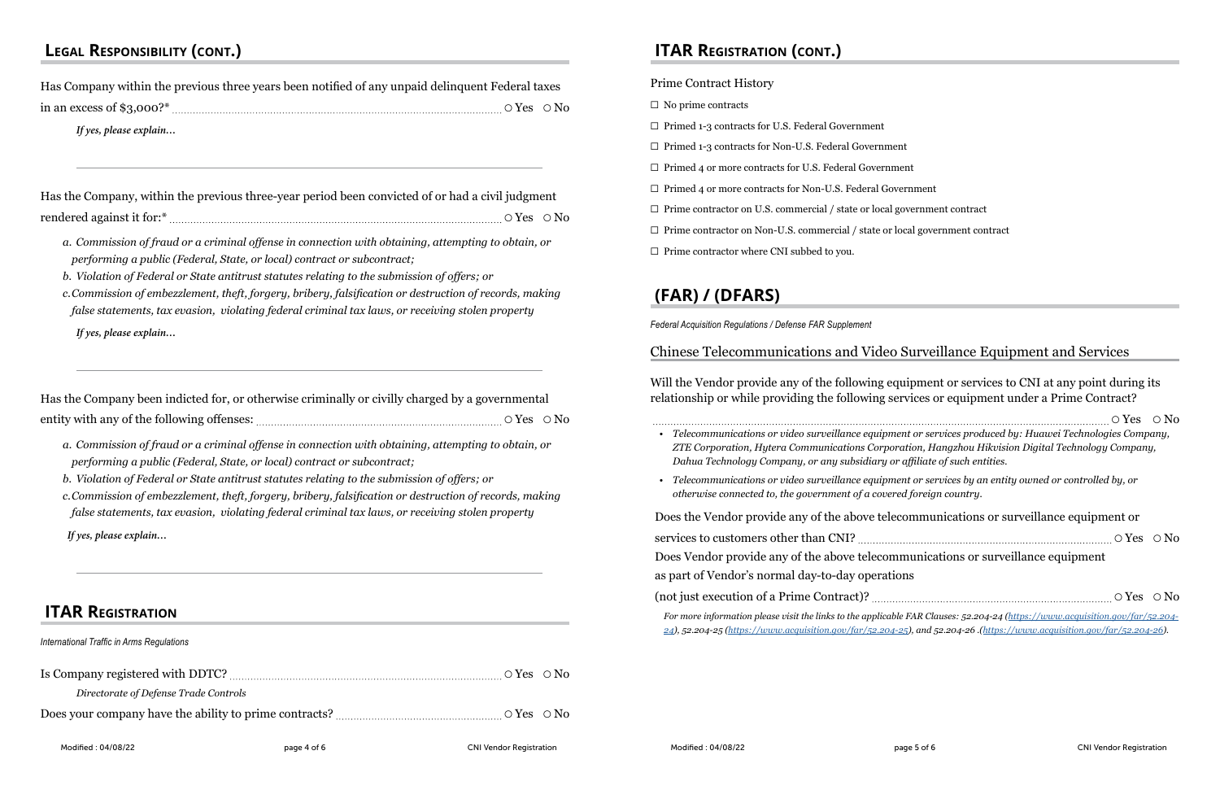## Legal Responsibility (cont.)

Has Company within the previous three years been notified of any unpaid delinquent Federal taxes in an excess of $3,000?* ○ Yes ○ No

*If yes, please explain...*

Has the Company, within the previous three-year period been convicted of or had a civil judgment rendered against it for:* ○ Yes ○ No

a. *Commission of fraud or a criminal offense in connection with obtaining, attempting to obtain, or performing a public (Federal, State, or local) contract or subcontract;*
b. *Violation of Federal or State antitrust statutes relating to the submission of offers; or*
c. *Commission of embezzlement, theft, forgery, bribery, falsification or destruction of records, making false statements, tax evasion, violating federal criminal tax laws, or receiving stolen property*

*If yes, please explain...*

Has the Company been indicted for, or otherwise criminally or civilly charged by a governmental entity with any of the following offenses: ○ Yes ○ No

a. *Commission of fraud or a criminal offense in connection with obtaining, attempting to obtain, or performing a public (Federal, State, or local) contract or subcontract;*
b. *Violation of Federal or State antitrust statutes relating to the submission of offers; or*
c. *Commission of embezzlement, theft, forgery, bribery, falsification or destruction of records, making false statements, tax evasion, violating federal criminal tax laws, or receiving stolen property*

*If yes, please explain...*

## ITAR Registration

*International Traffic in Arms Regulations*

Is Company registered with DDTC? ○ Yes ○ No

*Directorate of Defense Trade Controls*

Does your company have the ability to prime contracts? ○ Yes ○ No

## ITAR Registration (cont.)

Prime Contract History

- ☐ No prime contracts
- ☐ Primed 1-3 contracts for U.S. Federal Government
- ☐ Primed 1-3 contracts for Non-U.S. Federal Government
- ☐ Primed 4 or more contracts for U.S. Federal Government
- ☐ Primed 4 or more contracts for Non-U.S. Federal Government
- ☐ Prime contractor on U.S. commercial / state or local government contract
- ☐ Prime contractor on Non-U.S. commercial / state or local government contract
- ☐ Prime contractor where CNI subbed to you.

## (FAR) / (DFARS)

*Federal Acquisition Regulations / Defense FAR Supplement*

### Chinese Telecommunications and Video Surveillance Equipment and Services

Will the Vendor provide any of the following equipment or services to CNI at any point during its relationship or while providing the following services or equipment under a Prime Contract? ○ Yes ○ No

- *Telecommunications or video surveillance equipment or services produced by: Huawei Technologies Company, ZTE Corporation, Hytera Communications Corporation, Hangzhou Hikvision Digital Technology Company, Dahua Technology Company, or any subsidiary or affiliate of such entities.*
- *Telecommunications or video surveillance equipment or services by an entity owned or controlled by, or otherwise connected to, the government of a covered foreign country.*

Does the Vendor provide any of the above telecommunications or surveillance equipment or services to customers other than CNI? ○ Yes ○ No

Does Vendor provide any of the above telecommunications or surveillance equipment as part of Vendor's normal day-to-day operations (not just execution of a Prime Contract)? ○ Yes ○ No

*For more information please visit the links to the applicable FAR Clauses: 52.204-24 (https://www.acquisition.gov/far/52.204-24), 52.204-25 (https://www.acquisition.gov/far/52.204-25), and 52.204-26 .(https://www.acquisition.gov/far/52.204-26).*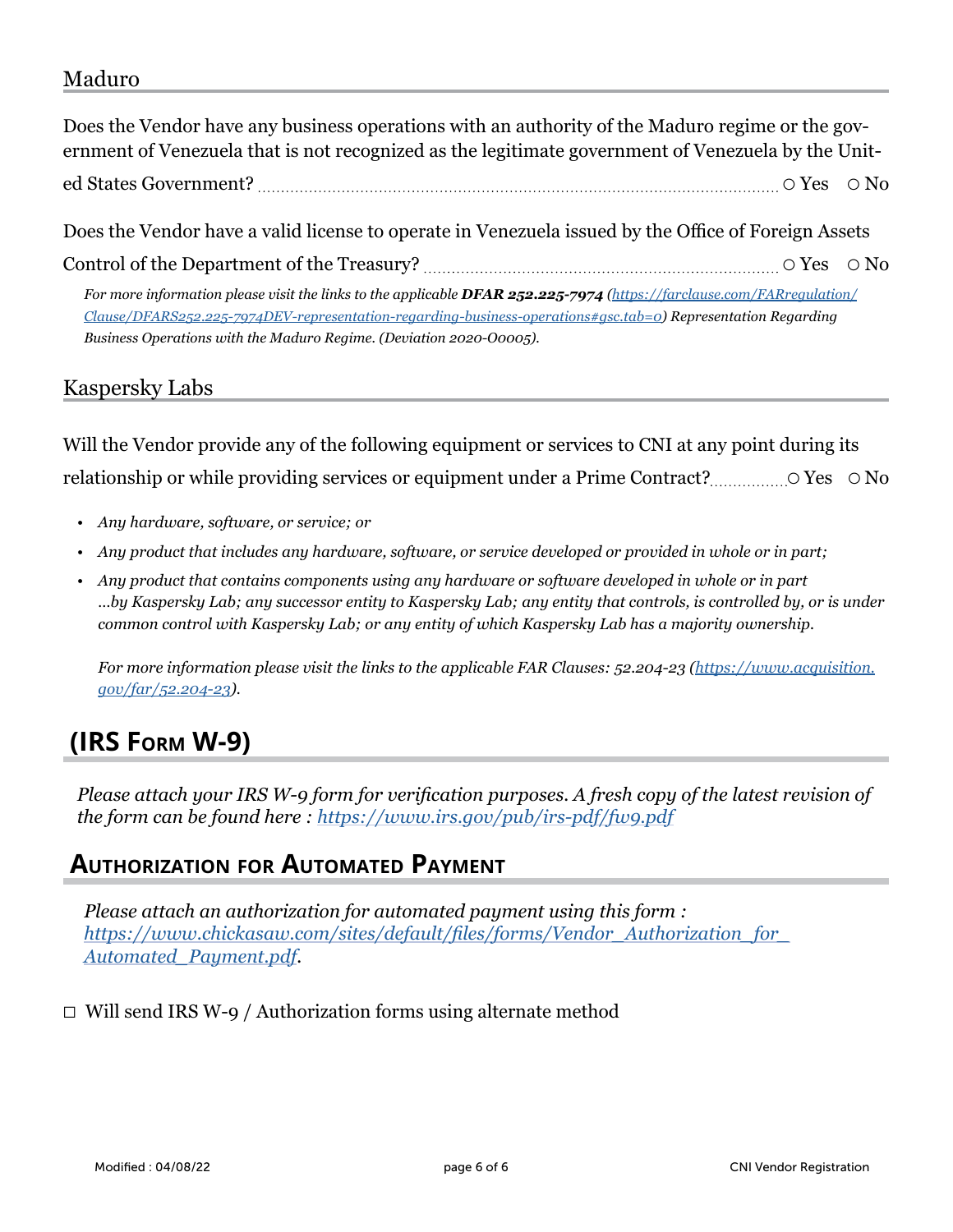## Maduro

Does the Vendor have any business operations with an authority of the Maduro regime or the government of Venezuela that is not recognized as the legitimate government of Venezuela by the United States Government? ○ Yes ○ No

Does the Vendor have a valid license to operate in Venezuela issued by the Office of Foreign Assets Control of the Department of the Treasury? ○ Yes ○ No

*For more information please visit the links to the applicable **DFAR 252.225-7974** (https://farclause.com/FARregulation/Clause/DFARS252.225-7974DEV-representation-regarding-business-operations#gsc.tab=0) Representation Regarding Business Operations with the Maduro Regime. (Deviation 2020-O0005).*

## Kaspersky Labs

Will the Vendor provide any of the following equipment or services to CNI at any point during its relationship or while providing services or equipment under a Prime Contract? ○ Yes ○ No

- *Any hardware, software, or service; or*
- *Any product that includes any hardware, software, or service developed or provided in whole or in part;*
- *Any product that contains components using any hardware or software developed in whole or in part ...by Kaspersky Lab; any successor entity to Kaspersky Lab; any entity that controls, is controlled by, or is under common control with Kaspersky Lab; or any entity of which Kaspersky Lab has a majority ownership.*

*For more information please visit the links to the applicable FAR Clauses: 52.204-23 (https://www.acquisition.gov/far/52.204-23).*

# (IRS Form W-9)

*Please attach your IRS W-9 form for verification purposes. A fresh copy of the latest revision of the form can be found here : https://www.irs.gov/pub/irs-pdf/fw9.pdf*

## Authorization for Automated Payment

*Please attach an authorization for automated payment using this form : https://www.chickasaw.com/sites/default/files/forms/Vendor_Authorization_for_Automated_Payment.pdf.*

□ Will send IRS W-9 / Authorization forms using alternate method